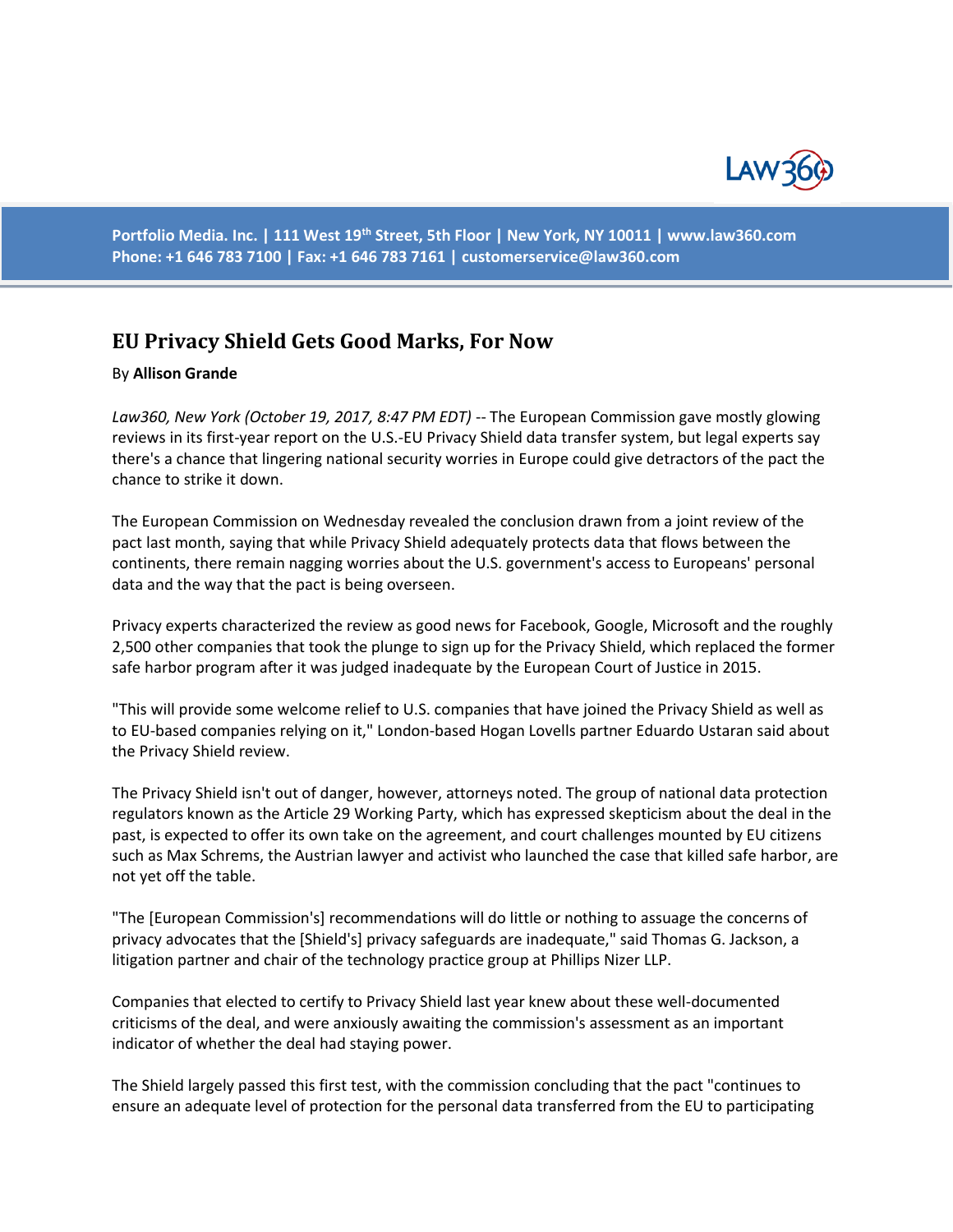Portfolio Media. Inc. | 111 West 19th Street, 5th Floor | New York, NY 10011 | www.law360.com
Phone: +1 646 783 7100 | Fax: +1 646 783 7161 | customerservice@law360.com

# EU Privacy Shield Gets Good Marks, For Now

By **Allison Grande**

*Law360, New York (October 19, 2017, 8:47 PM EDT)* -- The European Commission gave mostly glowing reviews in its first-year report on the U.S.-EU Privacy Shield data transfer system, but legal experts say there's a chance that lingering national security worries in Europe could give detractors of the pact the chance to strike it down.

The European Commission on Wednesday revealed the conclusion drawn from a joint review of the pact last month, saying that while Privacy Shield adequately protects data that flows between the continents, there remain nagging worries about the U.S. government's access to Europeans' personal data and the way that the pact is being overseen.

Privacy experts characterized the review as good news for Facebook, Google, Microsoft and the roughly 2,500 other companies that took the plunge to sign up for the Privacy Shield, which replaced the former safe harbor program after it was judged inadequate by the European Court of Justice in 2015.

"This will provide some welcome relief to U.S. companies that have joined the Privacy Shield as well as to EU-based companies relying on it," London-based Hogan Lovells partner Eduardo Ustaran said about the Privacy Shield review.

The Privacy Shield isn't out of danger, however, attorneys noted. The group of national data protection regulators known as the Article 29 Working Party, which has expressed skepticism about the deal in the past, is expected to offer its own take on the agreement, and court challenges mounted by EU citizens such as Max Schrems, the Austrian lawyer and activist who launched the case that killed safe harbor, are not yet off the table.

"The [European Commission's] recommendations will do little or nothing to assuage the concerns of privacy advocates that the [Shield's] privacy safeguards are inadequate," said Thomas G. Jackson, a litigation partner and chair of the technology practice group at Phillips Nizer LLP.

Companies that elected to certify to Privacy Shield last year knew about these well-documented criticisms of the deal, and were anxiously awaiting the commission's assessment as an important indicator of whether the deal had staying power.

The Shield largely passed this first test, with the commission concluding that the pact "continues to ensure an adequate level of protection for the personal data transferred from the EU to participating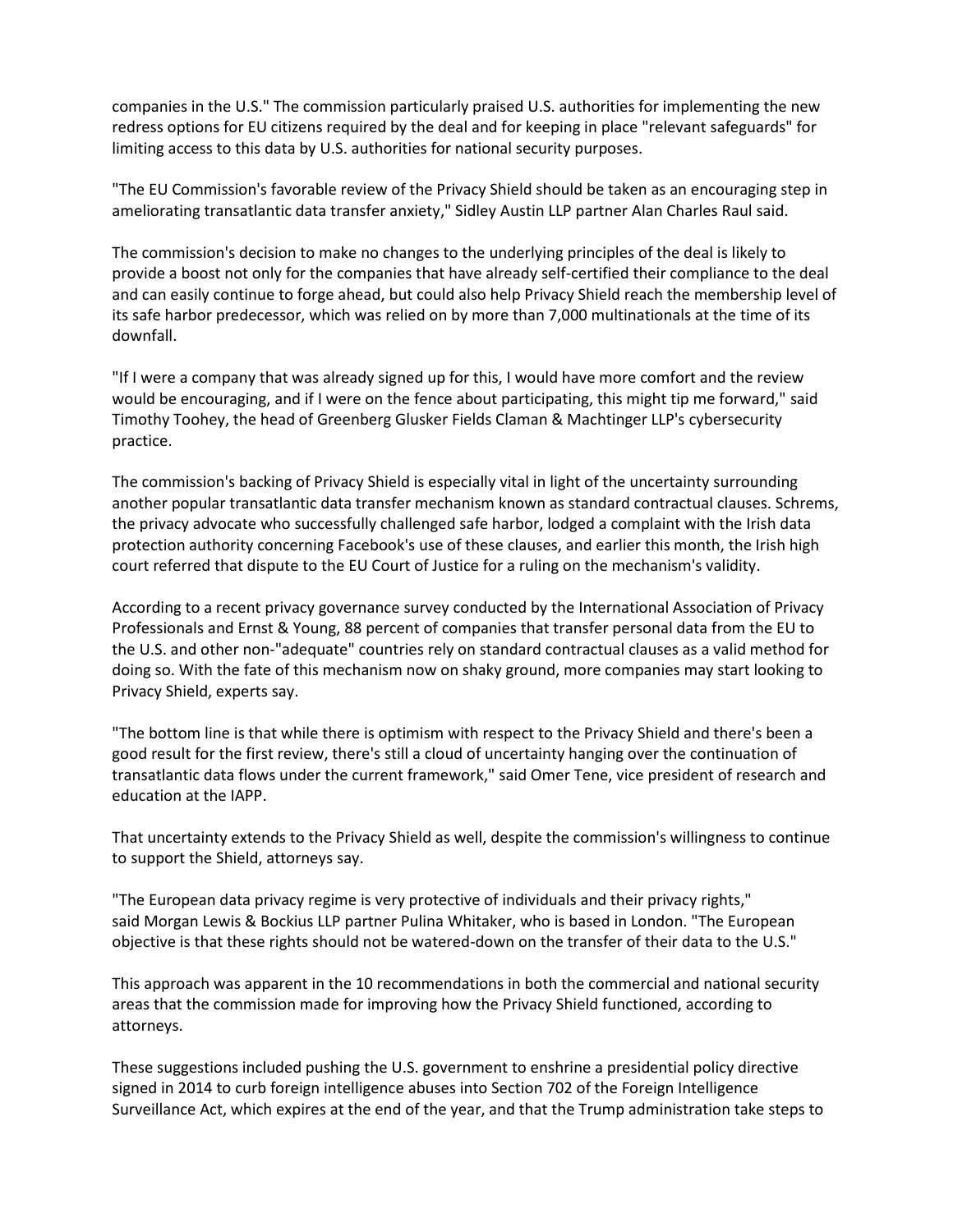companies in the U.S." The commission particularly praised U.S. authorities for implementing the new redress options for EU citizens required by the deal and for keeping in place "relevant safeguards" for limiting access to this data by U.S. authorities for national security purposes.

"The EU Commission's favorable review of the Privacy Shield should be taken as an encouraging step in ameliorating transatlantic data transfer anxiety," Sidley Austin LLP partner Alan Charles Raul said.

The commission's decision to make no changes to the underlying principles of the deal is likely to provide a boost not only for the companies that have already self-certified their compliance to the deal and can easily continue to forge ahead, but could also help Privacy Shield reach the membership level of its safe harbor predecessor, which was relied on by more than 7,000 multinationals at the time of its downfall.

"If I were a company that was already signed up for this, I would have more comfort and the review would be encouraging, and if I were on the fence about participating, this might tip me forward," said Timothy Toohey, the head of Greenberg Glusker Fields Claman & Machtinger LLP's cybersecurity practice.

The commission's backing of Privacy Shield is especially vital in light of the uncertainty surrounding another popular transatlantic data transfer mechanism known as standard contractual clauses. Schrems, the privacy advocate who successfully challenged safe harbor, lodged a complaint with the Irish data protection authority concerning Facebook's use of these clauses, and earlier this month, the Irish high court referred that dispute to the EU Court of Justice for a ruling on the mechanism's validity.

According to a recent privacy governance survey conducted by the International Association of Privacy Professionals and Ernst & Young, 88 percent of companies that transfer personal data from the EU to the U.S. and other non-"adequate" countries rely on standard contractual clauses as a valid method for doing so. With the fate of this mechanism now on shaky ground, more companies may start looking to Privacy Shield, experts say.

"The bottom line is that while there is optimism with respect to the Privacy Shield and there's been a good result for the first review, there's still a cloud of uncertainty hanging over the continuation of transatlantic data flows under the current framework," said Omer Tene, vice president of research and education at the IAPP.

That uncertainty extends to the Privacy Shield as well, despite the commission's willingness to continue to support the Shield, attorneys say.

"The European data privacy regime is very protective of individuals and their privacy rights," said Morgan Lewis & Bockius LLP partner Pulina Whitaker, who is based in London. "The European objective is that these rights should not be watered-down on the transfer of their data to the U.S."

This approach was apparent in the 10 recommendations in both the commercial and national security areas that the commission made for improving how the Privacy Shield functioned, according to attorneys.

These suggestions included pushing the U.S. government to enshrine a presidential policy directive signed in 2014 to curb foreign intelligence abuses into Section 702 of the Foreign Intelligence Surveillance Act, which expires at the end of the year, and that the Trump administration take steps to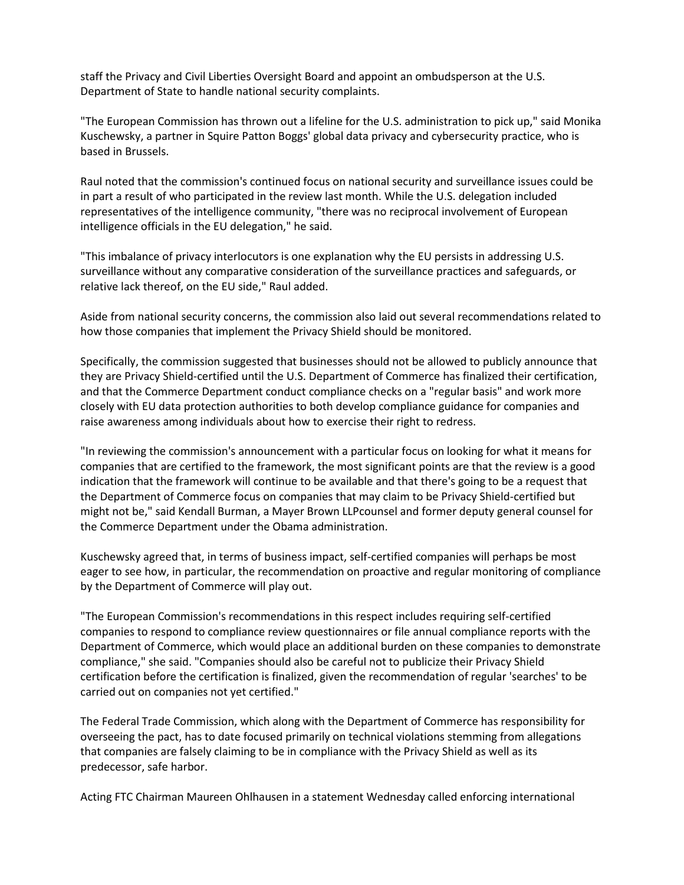staff the Privacy and Civil Liberties Oversight Board and appoint an ombudsperson at the U.S. Department of State to handle national security complaints.

"The European Commission has thrown out a lifeline for the U.S. administration to pick up," said Monika Kuschewsky, a partner in Squire Patton Boggs' global data privacy and cybersecurity practice, who is based in Brussels.

Raul noted that the commission's continued focus on national security and surveillance issues could be in part a result of who participated in the review last month. While the U.S. delegation included representatives of the intelligence community, "there was no reciprocal involvement of European intelligence officials in the EU delegation," he said.

"This imbalance of privacy interlocutors is one explanation why the EU persists in addressing U.S. surveillance without any comparative consideration of the surveillance practices and safeguards, or relative lack thereof, on the EU side," Raul added.

Aside from national security concerns, the commission also laid out several recommendations related to how those companies that implement the Privacy Shield should be monitored.

Specifically, the commission suggested that businesses should not be allowed to publicly announce that they are Privacy Shield-certified until the U.S. Department of Commerce has finalized their certification, and that the Commerce Department conduct compliance checks on a "regular basis" and work more closely with EU data protection authorities to both develop compliance guidance for companies and raise awareness among individuals about how to exercise their right to redress.

"In reviewing the commission's announcement with a particular focus on looking for what it means for companies that are certified to the framework, the most significant points are that the review is a good indication that the framework will continue to be available and that there's going to be a request that the Department of Commerce focus on companies that may claim to be Privacy Shield-certified but might not be," said Kendall Burman, a Mayer Brown LLPcounsel and former deputy general counsel for the Commerce Department under the Obama administration.

Kuschewsky agreed that, in terms of business impact, self-certified companies will perhaps be most eager to see how, in particular, the recommendation on proactive and regular monitoring of compliance by the Department of Commerce will play out.

"The European Commission's recommendations in this respect includes requiring self-certified companies to respond to compliance review questionnaires or file annual compliance reports with the Department of Commerce, which would place an additional burden on these companies to demonstrate compliance," she said. "Companies should also be careful not to publicize their Privacy Shield certification before the certification is finalized, given the recommendation of regular 'searches' to be carried out on companies not yet certified."

The Federal Trade Commission, which along with the Department of Commerce has responsibility for overseeing the pact, has to date focused primarily on technical violations stemming from allegations that companies are falsely claiming to be in compliance with the Privacy Shield as well as its predecessor, safe harbor.

Acting FTC Chairman Maureen Ohlhausen in a statement Wednesday called enforcing international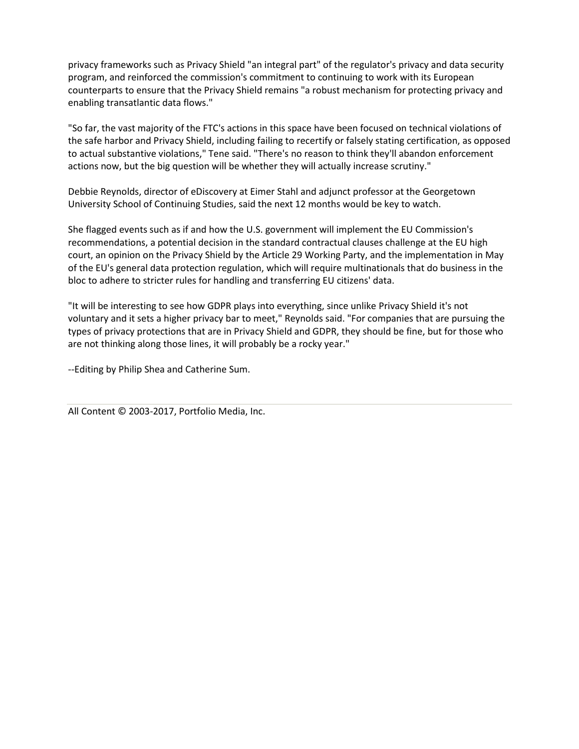privacy frameworks such as Privacy Shield "an integral part" of the regulator's privacy and data security program, and reinforced the commission's commitment to continuing to work with its European counterparts to ensure that the Privacy Shield remains "a robust mechanism for protecting privacy and enabling transatlantic data flows."

"So far, the vast majority of the FTC's actions in this space have been focused on technical violations of the safe harbor and Privacy Shield, including failing to recertify or falsely stating certification, as opposed to actual substantive violations," Tene said. "There's no reason to think they'll abandon enforcement actions now, but the big question will be whether they will actually increase scrutiny."

Debbie Reynolds, director of eDiscovery at Eimer Stahl and adjunct professor at the Georgetown University School of Continuing Studies, said the next 12 months would be key to watch.

She flagged events such as if and how the U.S. government will implement the EU Commission's recommendations, a potential decision in the standard contractual clauses challenge at the EU high court, an opinion on the Privacy Shield by the Article 29 Working Party, and the implementation in May of the EU's general data protection regulation, which will require multinationals that do business in the bloc to adhere to stricter rules for handling and transferring EU citizens' data.

"It will be interesting to see how GDPR plays into everything, since unlike Privacy Shield it's not voluntary and it sets a higher privacy bar to meet," Reynolds said. "For companies that are pursuing the types of privacy protections that are in Privacy Shield and GDPR, they should be fine, but for those who are not thinking along those lines, it will probably be a rocky year."

--Editing by Philip Shea and Catherine Sum.

---

All Content © 2003-2017, Portfolio Media, Inc.